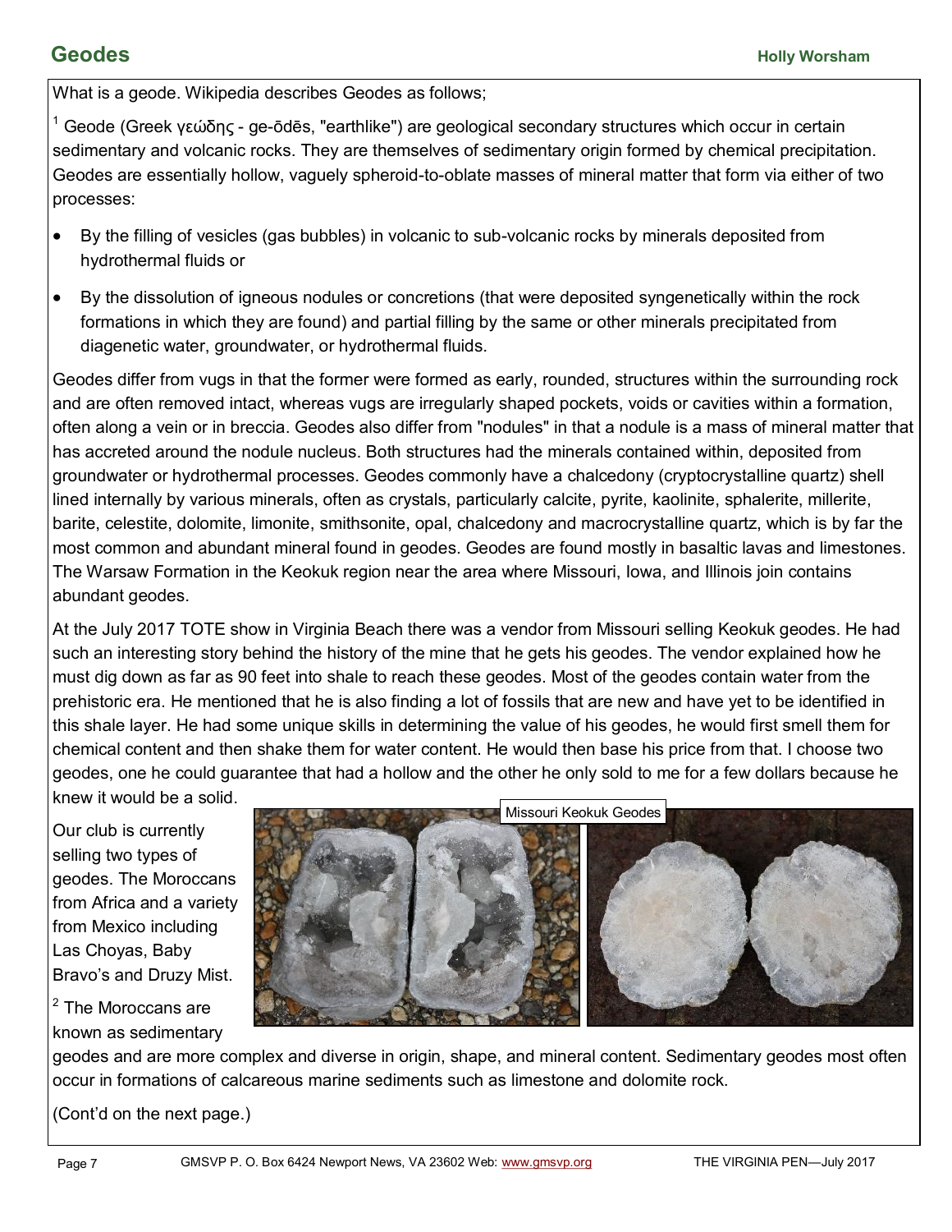## Geodes

Holly Worsham

What is a geode. Wikipedia describes Geodes as follows;

[1] Geode (Greek γεώδης - ge-ōdēs, "earthlike") are geological secondary structures which occur in certain sedimentary and volcanic rocks. They are themselves of sedimentary origin formed by chemical precipitation. Geodes are essentially hollow, vaguely spheroid-to-oblate masses of mineral matter that form via either of two processes:

- By the filling of vesicles (gas bubbles) in volcanic to sub-volcanic rocks by minerals deposited from hydrothermal fluids or
- By the dissolution of igneous nodules or concretions (that were deposited syngenetically within the rock formations in which they are found) and partial filling by the same or other minerals precipitated from diagenetic water, groundwater, or hydrothermal fluids.

Geodes differ from vugs in that the former were formed as early, rounded, structures within the surrounding rock and are often removed intact, whereas vugs are irregularly shaped pockets, voids or cavities within a formation, often along a vein or in breccia. Geodes also differ from "nodules" in that a nodule is a mass of mineral matter that has accreted around the nodule nucleus. Both structures had the minerals contained within, deposited from groundwater or hydrothermal processes. Geodes commonly have a chalcedony (cryptocrystalline quartz) shell lined internally by various minerals, often as crystals, particularly calcite, pyrite, kaolinite, sphalerite, millerite, barite, celestite, dolomite, limonite, smithsonite, opal, chalcedony and macrocrystalline quartz, which is by far the most common and abundant mineral found in geodes. Geodes are found mostly in basaltic lavas and limestones. The Warsaw Formation in the Keokuk region near the area where Missouri, Iowa, and Illinois join contains abundant geodes.

At the July 2017 TOTE show in Virginia Beach there was a vendor from Missouri selling Keokuk geodes. He had such an interesting story behind the history of the mine that he gets his geodes. The vendor explained how he must dig down as far as 90 feet into shale to reach these geodes. Most of the geodes contain water from the prehistoric era. He mentioned that he is also finding a lot of fossils that are new and have yet to be identified in this shale layer. He had some unique skills in determining the value of his geodes, he would first smell them for chemical content and then shake them for water content. He would then base his price from that. I choose two geodes, one he could guarantee that had a hollow and the other he only sold to me for a few dollars because he knew it would be a solid.

Missouri Keokuk Geodes

Our club is currently selling two types of geodes. The Moroccans from Africa and a variety from Mexico including Las Choyas, Baby Bravo's and Druzy Mist.

[2] The Moroccans are known as sedimentary geodes and are more complex and diverse in origin, shape, and mineral content. Sedimentary geodes most often occur in formations of calcareous marine sediments such as limestone and dolomite rock.

(Cont'd on the next page.)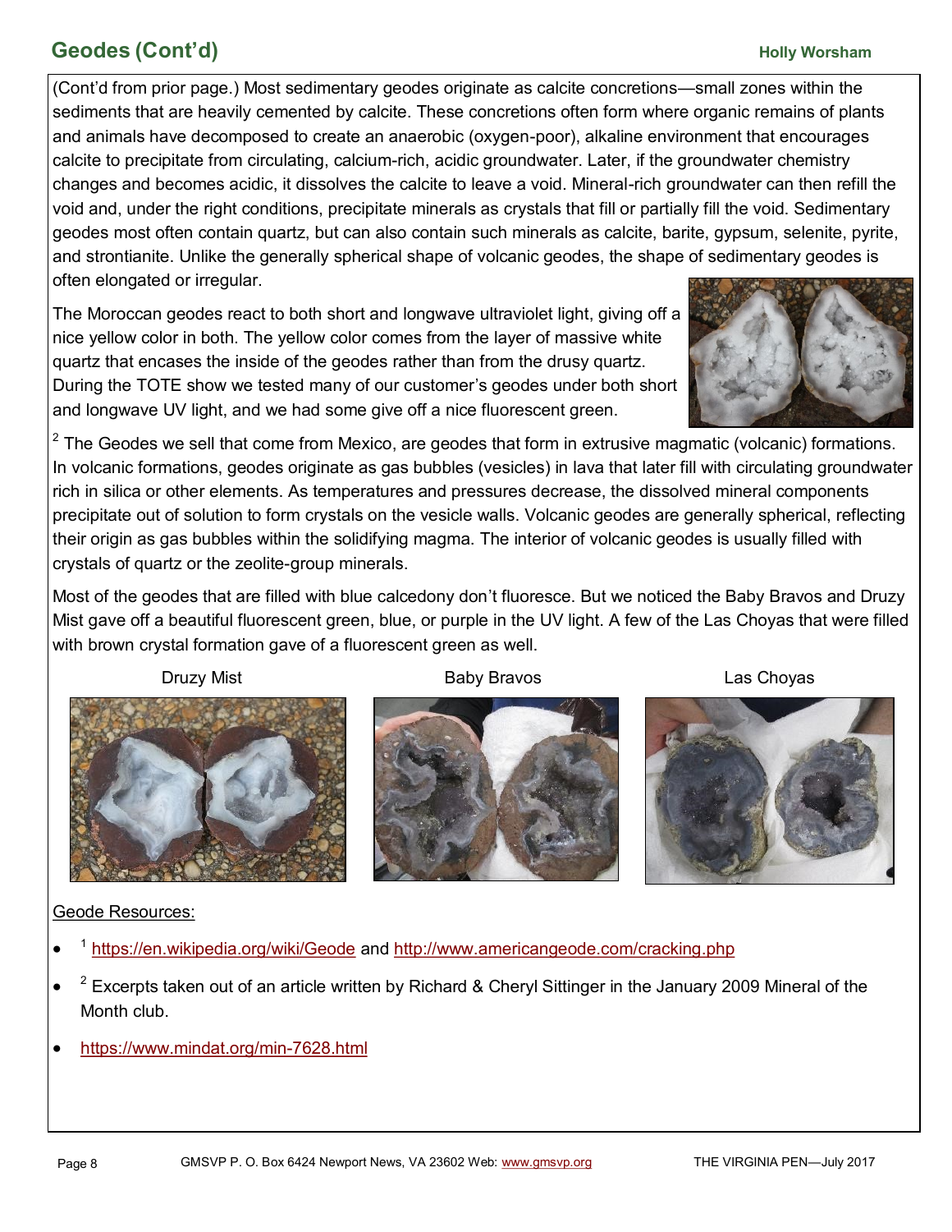## Geodes (Cont'd)

**Holly Worsham**

(Cont'd from prior page.) Most sedimentary geodes originate as calcite concretions—small zones within the sediments that are heavily cemented by calcite. These concretions often form where organic remains of plants and animals have decomposed to create an anaerobic (oxygen-poor), alkaline environment that encourages calcite to precipitate from circulating, calcium-rich, acidic groundwater. Later, if the groundwater chemistry changes and becomes acidic, it dissolves the calcite to leave a void. Mineral-rich groundwater can then refill the void and, under the right conditions, precipitate minerals as crystals that fill or partially fill the void. Sedimentary geodes most often contain quartz, but can also contain such minerals as calcite, barite, gypsum, selenite, pyrite, and strontianite. Unlike the generally spherical shape of volcanic geodes, the shape of sedimentary geodes is often elongated or irregular.

The Moroccan geodes react to both short and longwave ultraviolet light, giving off a nice yellow color in both. The yellow color comes from the layer of massive white quartz that encases the inside of the geodes rather than from the drusy quartz. During the TOTE show we tested many of our customer's geodes under both short and longwave UV light, and we had some give off a nice fluorescent green.

[2] The Geodes we sell that come from Mexico, are geodes that form in extrusive magmatic (volcanic) formations. In volcanic formations, geodes originate as gas bubbles (vesicles) in lava that later fill with circulating groundwater rich in silica or other elements. As temperatures and pressures decrease, the dissolved mineral components precipitate out of solution to form crystals on the vesicle walls. Volcanic geodes are generally spherical, reflecting their origin as gas bubbles within the solidifying magma. The interior of volcanic geodes is usually filled with crystals of quartz or the zeolite-group minerals.

Most of the geodes that are filled with blue calcedony don't fluoresce. But we noticed the Baby Bravos and Druzy Mist gave off a beautiful fluorescent green, blue, or purple in the UV light. A few of the Las Choyas that were filled with brown crystal formation gave of a fluorescent green as well.

Druzy Mist

Baby Bravos

Las Choyas

Geode Resources:

- [1] https://en.wikipedia.org/wiki/Geode and http://www.americangeode.com/cracking.php
- [2] Excerpts taken out of an article written by Richard & Cheryl Sittinger in the January 2009 Mineral of the Month club.
- https://www.mindat.org/min-7628.html